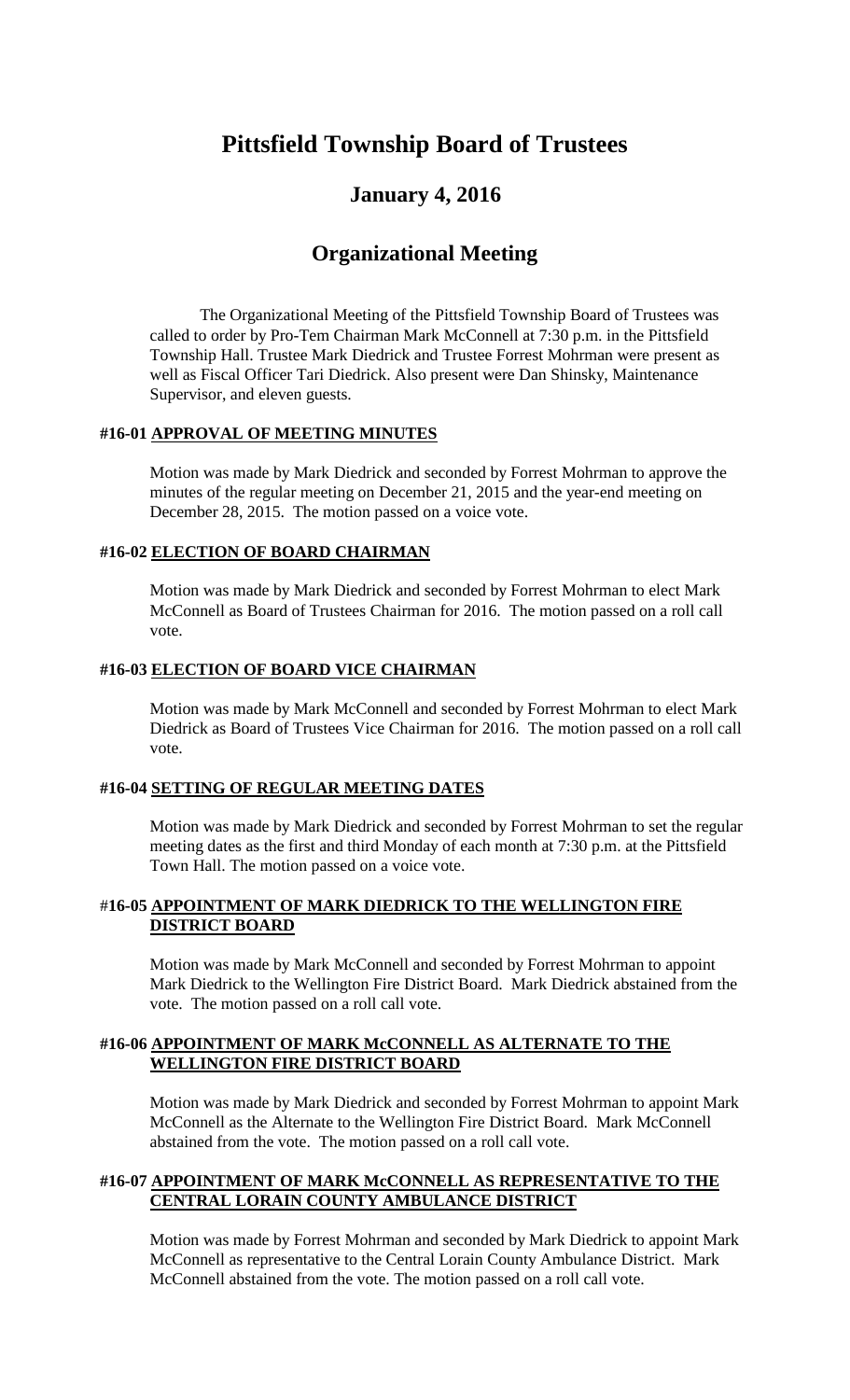# Pittsfield Township Board of Trustees

## January 4, 2016

## Organizational Meeting

The Organizational Meeting of the Pittsfield Township Board of Trustees was called to order by Pro-Tem Chairman Mark McConnell at 7:30 p.m. in the Pittsfield Township Hall. Trustee Mark Diedrick and Trustee Forrest Mohrman were present as well as Fiscal Officer Tari Diedrick. Also present were Dan Shinsky, Maintenance Supervisor, and eleven guests.

### #16-01 APPROVAL OF MEETING MINUTES

Motion was made by Mark Diedrick and seconded by Forrest Mohrman to approve the minutes of the regular meeting on December 21, 2015 and the year-end meeting on December 28, 2015. The motion passed on a voice vote.

### #16-02 ELECTION OF BOARD CHAIRMAN

Motion was made by Mark Diedrick and seconded by Forrest Mohrman to elect Mark McConnell as Board of Trustees Chairman for 2016. The motion passed on a roll call vote.

### #16-03 ELECTION OF BOARD VICE CHAIRMAN

Motion was made by Mark McConnell and seconded by Forrest Mohrman to elect Mark Diedrick as Board of Trustees Vice Chairman for 2016. The motion passed on a roll call vote.

### #16-04 SETTING OF REGULAR MEETING DATES

Motion was made by Mark Diedrick and seconded by Forrest Mohrman to set the regular meeting dates as the first and third Monday of each month at 7:30 p.m. at the Pittsfield Town Hall. The motion passed on a voice vote.

### #16-05 APPOINTMENT OF MARK DIEDRICK TO THE WELLINGTON FIRE DISTRICT BOARD

Motion was made by Mark McConnell and seconded by Forrest Mohrman to appoint Mark Diedrick to the Wellington Fire District Board. Mark Diedrick abstained from the vote. The motion passed on a roll call vote.

### #16-06 APPOINTMENT OF MARK McCONNELL AS ALTERNATE TO THE WELLINGTON FIRE DISTRICT BOARD

Motion was made by Mark Diedrick and seconded by Forrest Mohrman to appoint Mark McConnell as the Alternate to the Wellington Fire District Board. Mark McConnell abstained from the vote. The motion passed on a roll call vote.

### #16-07 APPOINTMENT OF MARK McCONNELL AS REPRESENTATIVE TO THE CENTRAL LORAIN COUNTY AMBULANCE DISTRICT

Motion was made by Forrest Mohrman and seconded by Mark Diedrick to appoint Mark McConnell as representative to the Central Lorain County Ambulance District. Mark McConnell abstained from the vote. The motion passed on a roll call vote.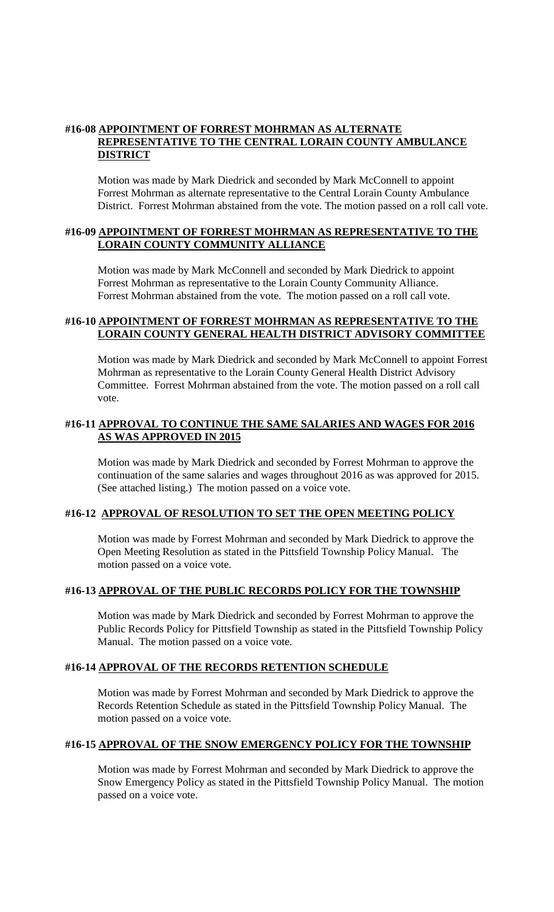**#16-08 APPOINTMENT OF FORREST MOHRMAN AS ALTERNATE REPRESENTATIVE TO THE CENTRAL LORAIN COUNTY AMBULANCE DISTRICT**

Motion was made by Mark Diedrick and seconded by Mark McConnell to appoint Forrest Mohrman as alternate representative to the Central Lorain County Ambulance District. Forrest Mohrman abstained from the vote. The motion passed on a roll call vote.

**#16-09 APPOINTMENT OF FORREST MOHRMAN AS REPRESENTATIVE TO THE LORAIN COUNTY COMMUNITY ALLIANCE**

Motion was made by Mark McConnell and seconded by Mark Diedrick to appoint Forrest Mohrman as representative to the Lorain County Community Alliance. Forrest Mohrman abstained from the vote. The motion passed on a roll call vote.

**#16-10 APPOINTMENT OF FORREST MOHRMAN AS REPRESENTATIVE TO THE LORAIN COUNTY GENERAL HEALTH DISTRICT ADVISORY COMMITTEE**

Motion was made by Mark Diedrick and seconded by Mark McConnell to appoint Forrest Mohrman as representative to the Lorain County General Health District Advisory Committee. Forrest Mohrman abstained from the vote. The motion passed on a roll call vote.

**#16-11 APPROVAL TO CONTINUE THE SAME SALARIES AND WAGES FOR 2016 AS WAS APPROVED IN 2015**

Motion was made by Mark Diedrick and seconded by Forrest Mohrman to approve the continuation of the same salaries and wages throughout 2016 as was approved for 2015. (See attached listing.) The motion passed on a voice vote.

**#16-12 APPROVAL OF RESOLUTION TO SET THE OPEN MEETING POLICY**

Motion was made by Forrest Mohrman and seconded by Mark Diedrick to approve the Open Meeting Resolution as stated in the Pittsfield Township Policy Manual. The motion passed on a voice vote.

**#16-13 APPROVAL OF THE PUBLIC RECORDS POLICY FOR THE TOWNSHIP**

Motion was made by Mark Diedrick and seconded by Forrest Mohrman to approve the Public Records Policy for Pittsfield Township as stated in the Pittsfield Township Policy Manual. The motion passed on a voice vote.

**#16-14 APPROVAL OF THE RECORDS RETENTION SCHEDULE**

Motion was made by Forrest Mohrman and seconded by Mark Diedrick to approve the Records Retention Schedule as stated in the Pittsfield Township Policy Manual. The motion passed on a voice vote.

**#16-15 APPROVAL OF THE SNOW EMERGENCY POLICY FOR THE TOWNSHIP**

Motion was made by Forrest Mohrman and seconded by Mark Diedrick to approve the Snow Emergency Policy as stated in the Pittsfield Township Policy Manual. The motion passed on a voice vote.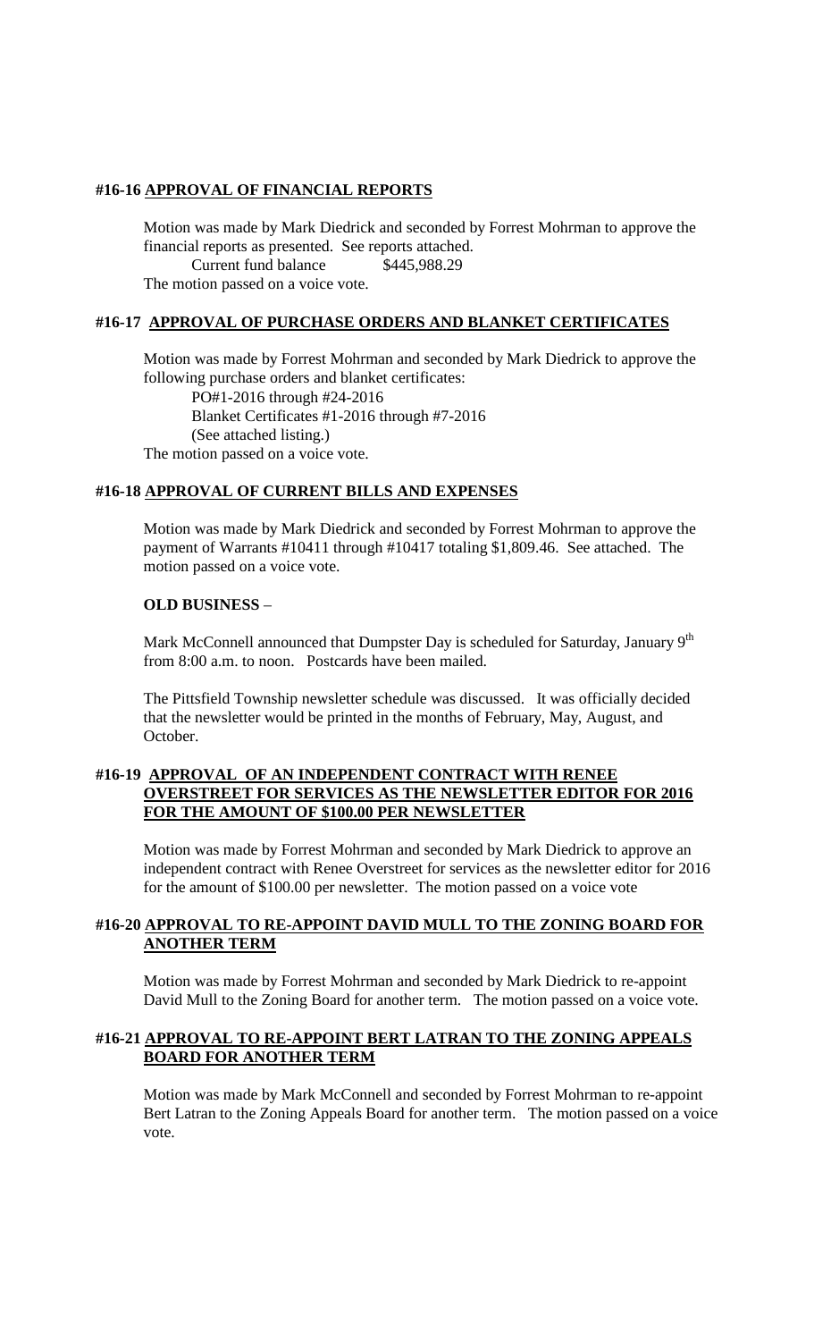**#16-16 <u>APPROVAL OF FINANCIAL REPORTS</u>**

Motion was made by Mark Diedrick and seconded by Forrest Mohrman to approve the financial reports as presented. See reports attached.

Current fund balance $445,988.29

The motion passed on a voice vote.

**#16-17 <u>APPROVAL OF PURCHASE ORDERS AND BLANKET CERTIFICATES</u>**

Motion was made by Forrest Mohrman and seconded by Mark Diedrick to approve the following purchase orders and blanket certificates:

PO#1-2016 through #24-2016
Blanket Certificates #1-2016 through #7-2016
(See attached listing.)

The motion passed on a voice vote.

**#16-18 <u>APPROVAL OF CURRENT BILLS AND EXPENSES</u>**

Motion was made by Mark Diedrick and seconded by Forrest Mohrman to approve the payment of Warrants #10411 through #10417 totaling $1,809.46. See attached. The motion passed on a voice vote.

**OLD BUSINESS** –

Mark McConnell announced that Dumpster Day is scheduled for Saturday, January 9th from 8:00 a.m. to noon. Postcards have been mailed.

The Pittsfield Township newsletter schedule was discussed. It was officially decided that the newsletter would be printed in the months of February, May, August, and October.

**#16-19 <u>APPROVAL OF AN INDEPENDENT CONTRACT WITH RENEE OVERSTREET FOR SERVICES AS THE NEWSLETTER EDITOR FOR 2016 FOR THE AMOUNT OF $100.00 PER NEWSLETTER</u>**

Motion was made by Forrest Mohrman and seconded by Mark Diedrick to approve an independent contract with Renee Overstreet for services as the newsletter editor for 2016 for the amount of $100.00 per newsletter. The motion passed on a voice vote

**#16-20 <u>APPROVAL TO RE-APPOINT DAVID MULL TO THE ZONING BOARD FOR ANOTHER TERM</u>**

Motion was made by Forrest Mohrman and seconded by Mark Diedrick to re-appoint David Mull to the Zoning Board for another term. The motion passed on a voice vote.

**#16-21 <u>APPROVAL TO RE-APPOINT BERT LATRAN TO THE ZONING APPEALS BOARD FOR ANOTHER TERM</u>**

Motion was made by Mark McConnell and seconded by Forrest Mohrman to re-appoint Bert Latran to the Zoning Appeals Board for another term. The motion passed on a voice vote.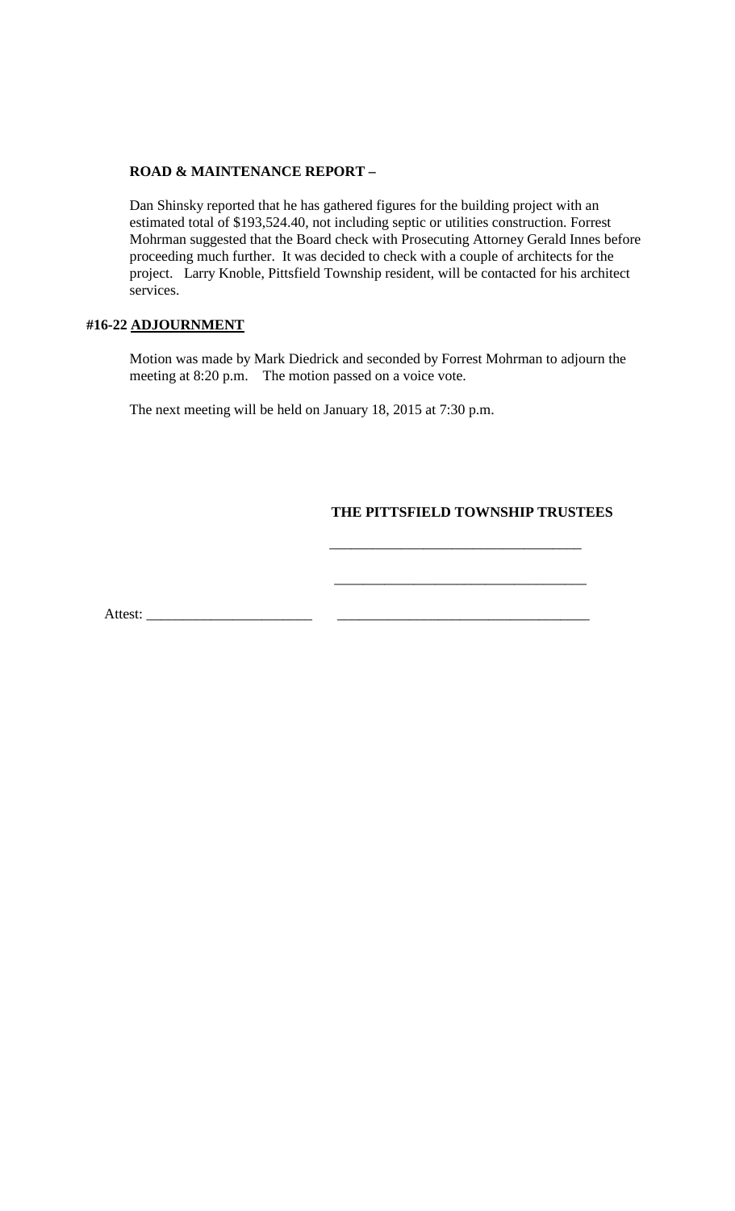**ROAD & MAINTENANCE REPORT –**

Dan Shinsky reported that he has gathered figures for the building project with an estimated total of $193,524.40, not including septic or utilities construction. Forrest Mohrman suggested that the Board check with Prosecuting Attorney Gerald Innes before proceeding much further. It was decided to check with a couple of architects for the project. Larry Knoble, Pittsfield Township resident, will be contacted for his architect services.

**#16-22 ADJOURNMENT**

Motion was made by Mark Diedrick and seconded by Forrest Mohrman to adjourn the meeting at 8:20 p.m. The motion passed on a voice vote.

The next meeting will be held on January 18, 2015 at 7:30 p.m.

**THE PITTSFIELD TOWNSHIP TRUSTEES**

___________________________________

___________________________________

Attest: _______________________ ___________________________________